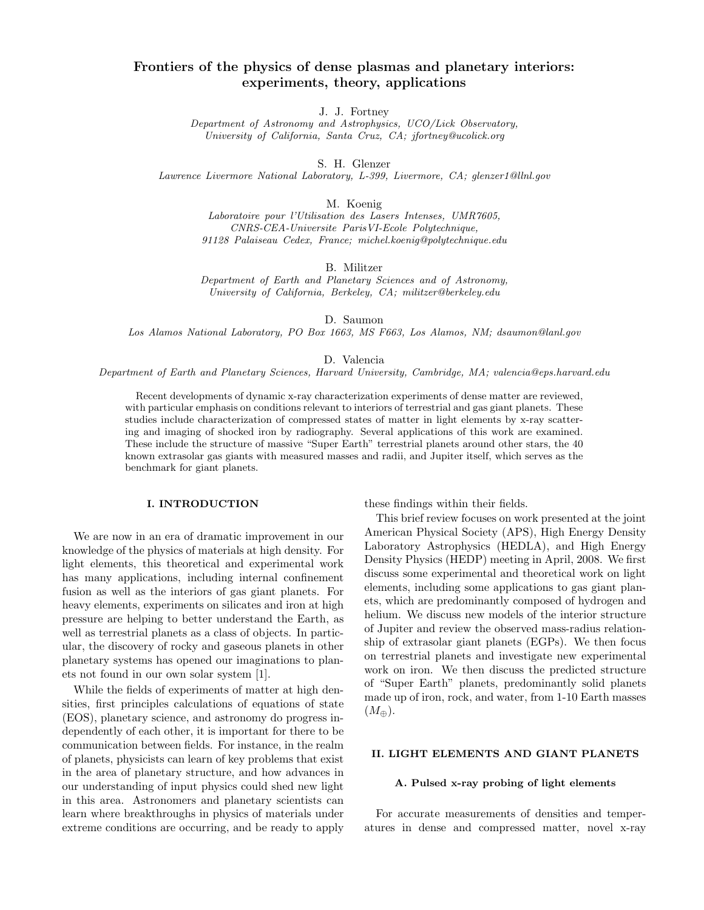# Frontiers of the physics of dense plasmas and planetary interiors: experiments, theory, applications

J. J. Fortney

*Department of Astronomy and Astrophysics, UCO/Lick Observatory, University of California, Santa Cruz, CA; jfortney@ucolick.org*

S. H. Glenzer

*Lawrence Livermore National Laboratory, L-399, Livermore, CA; glenzer1@llnl.gov*

M. Koenig

*Laboratoire pour l'Utilisation des Lasers Intenses, UMR7605, CNRS-CEA-Universite ParisVI-Ecole Polytechnique, 91128 Palaiseau Cedex, France; michel.koenig@polytechnique.edu*

B. Militzer

*Department of Earth and Planetary Sciences and of Astronomy, University of California, Berkeley, CA; militzer@berkeley.edu*

D. Saumon

*Los Alamos National Laboratory, PO Box 1663, MS F663, Los Alamos, NM; dsaumon@lanl.gov*

D. Valencia

*Department of Earth and Planetary Sciences, Harvard University, Cambridge, MA; valencia@eps.harvard.edu*

Recent developments of dynamic x-ray characterization experiments of dense matter are reviewed, with particular emphasis on conditions relevant to interiors of terrestrial and gas giant planets. These studies include characterization of compressed states of matter in light elements by x-ray scattering and imaging of shocked iron by radiography. Several applications of this work are examined. These include the structure of massive "Super Earth" terrestrial planets around other stars, the 40 known extrasolar gas giants with measured masses and radii, and Jupiter itself, which serves as the benchmark for giant planets.

## I. INTRODUCTION

We are now in an era of dramatic improvement in our knowledge of the physics of materials at high density. For light elements, this theoretical and experimental work has many applications, including internal confinement fusion as well as the interiors of gas giant planets. For heavy elements, experiments on silicates and iron at high pressure are helping to better understand the Earth, as well as terrestrial planets as a class of objects. In particular, the discovery of rocky and gaseous planets in other planetary systems has opened our imaginations to planets not found in our own solar system [1].

While the fields of experiments of matter at high densities, first principles calculations of equations of state (EOS), planetary science, and astronomy do progress independently of each other, it is important for there to be communication between fields. For instance, in the realm of planets, physicists can learn of key problems that exist in the area of planetary structure, and how advances in our understanding of input physics could shed new light in this area. Astronomers and planetary scientists can learn where breakthroughs in physics of materials under extreme conditions are occurring, and be ready to apply these findings within their fields.

This brief review focuses on work presented at the joint American Physical Society (APS), High Energy Density Laboratory Astrophysics (HEDLA), and High Energy Density Physics (HEDP) meeting in April, 2008. We first discuss some experimental and theoretical work on light elements, including some applications to gas giant planets, which are predominantly composed of hydrogen and helium. We discuss new models of the interior structure of Jupiter and review the observed mass-radius relationship of extrasolar giant planets (EGPs). We then focus on terrestrial planets and investigate new experimental work on iron. We then discuss the predicted structure of "Super Earth" planets, predominantly solid planets made up of iron, rock, and water, from 1-10 Earth masses ($M_{\oplus}$).

## II. LIGHT ELEMENTS AND GIANT PLANETS

### A. Pulsed x-ray probing of light elements

For accurate measurements of densities and temperatures in dense and compressed matter, novel x-ray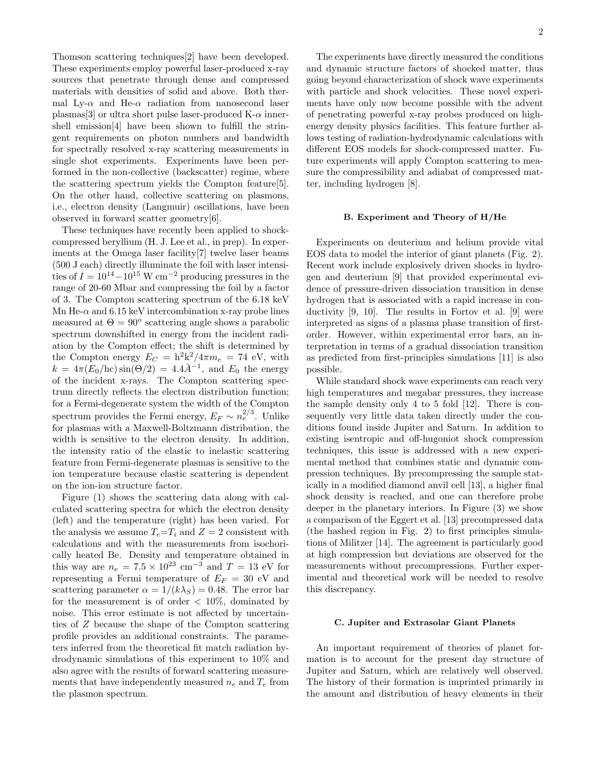Thomson scattering techniques[2] have been developed. These experiments employ powerful laser-produced x-ray sources that penetrate through dense and compressed materials with densities of solid and above. Both thermal Ly-$\alpha$ and He-$\alpha$ radiation from nanosecond laser plasmas[3] or ultra short pulse laser-produced K-$\alpha$ inner-shell emission[4] have been shown to fulfill the stringent requirements on photon numbers and bandwidth for spectrally resolved x-ray scattering measurements in single shot experiments. Experiments have been performed in the non-collective (backscatter) regime, where the scattering spectrum yields the Compton feature[5]. On the other hand, collective scattering on plasmons, i.e., electron density (Langmuir) oscillations, have been observed in forward scatter geometry[6].

These techniques have recently been applied to shock-compressed beryllium (H. J. Lee et al., in prep). In experiments at the Omega laser facility[7] twelve laser beams (500 J each) directly illuminate the foil with laser intensities of $I = 10^{14} - 10^{15}$ W cm$^{-2}$ producing pressures in the range of 20-60 Mbar and compressing the foil by a factor of 3. The Compton scattering spectrum of the 6.18 keV Mn He-$\alpha$ and 6.15 keV intercombination x-ray probe lines measured at $\Theta = 90^o$ scattering angle shows a parabolic spectrum downshifted in energy from the incident radiation by the Compton effect; the shift is determined by the Compton energy $E_C = \mathrm{h}^2\mathrm{k}^2/4\pi m_e = 74$ eV, with $k = 4\pi(E_0/\mathrm{hc})\sin(\Theta/2) = 4.4\text{Å}^{-1}$, and $E_0$ the energy of the incident x-rays. The Compton scattering spectrum directly reflects the electron distribution function; for a Fermi-degenerate system the width of the Compton spectrum provides the Fermi energy, $E_F \sim n_e^{2/3}$. Unlike for plasmas with a Maxwell-Boltzmann distribution, the width is sensitive to the electron density. In addition, the intensity ratio of the elastic to inelastic scattering feature from Fermi-degenerate plasmas is sensitive to the ion temperature because elastic scattering is dependent on the ion-ion structure factor.

Figure (1) shows the scattering data along with calculated scattering spectra for which the electron density (left) and the temperature (right) has been varied. For the analysis we assume $T_e$=$T_i$ and $Z = 2$ consistent with calculations and with the measurements from isochorically heated Be. Density and temperature obtained in this way are $n_e = 7.5 \times 10^{23}$ cm$^{-3}$ and $T = 13$ eV for representing a Fermi temperature of $E_F = 30$ eV and scattering parameter $\alpha = 1/(k\lambda_S) = 0.48$. The error bar for the measurement is of order $< 10\%$, dominated by noise. This error estimate is not affected by uncertainties of $Z$ because the shape of the Compton scattering profile provides an additional constraints. The parameters inferred from the theoretical fit match radiation hydrodynamic simulations of this experiment to 10% and also agree with the results of forward scattering measurements that have independently measured $n_e$ and $T_e$ from the plasmon spectrum.

The experiments have directly measured the conditions and dynamic structure factors of shocked matter, thus going beyond characterization of shock wave experiments with particle and shock velocities. These novel experiments have only now become possible with the advent of penetrating powerful x-ray probes produced on high-energy density physics facilities. This feature further allows testing of radiation-hydrodynamic calculations with different EOS models for shock-compressed matter. Future experiments will apply Compton scattering to measure the compressibility and adiabat of compressed matter, including hydrogen [8].

### B. Experiment and Theory of H/He

Experiments on deuterium and helium provide vital EOS data to model the interior of giant planets (Fig. 2). Recent work include explosively driven shocks in hydrogen and deuterium [9] that provided experimental evidence of pressure-driven dissociation transition in dense hydrogen that is associated with a rapid increase in conductivity [9, 10]. The results in Fortov et al. [9] were interpreted as signs of a plasma phase transition of first-order. However, within experimental error bars, an interpretation in terms of a gradual dissociation transition as predicted from first-principles simulations [11] is also possible.

While standard shock wave experiments can reach very high temperatures and megabar pressures, they increase the sample density only 4 to 5 fold [12]. There is consequently very little data taken directly under the conditions found inside Jupiter and Saturn. In addition to existing isentropic and off-hugoniot shock compression techniques, this issue is addressed with a new experimental method that combines static and dynamic compression techniques. By precompressing the sample statically in a modified diamond anvil cell [13], a higher final shock density is reached, and one can therefore probe deeper in the planetary interiors. In Figure (3) we show a comparison of the Eggert et al. [13] precompressed data (the hashed region in Fig. 2) to first principles simulations of Militzer [14]. The agreement is particularly good at high compression but deviations are observed for the measurements without precompressions. Further experimental and theoretical work will be needed to resolve this discrepancy.

### C. Jupiter and Extrasolar Giant Planets

An important requirement of theories of planet formation is to account for the present day structure of Jupiter and Saturn, which are relatively well observed. The history of their formation is imprinted primarily in the amount and distribution of heavy elements in their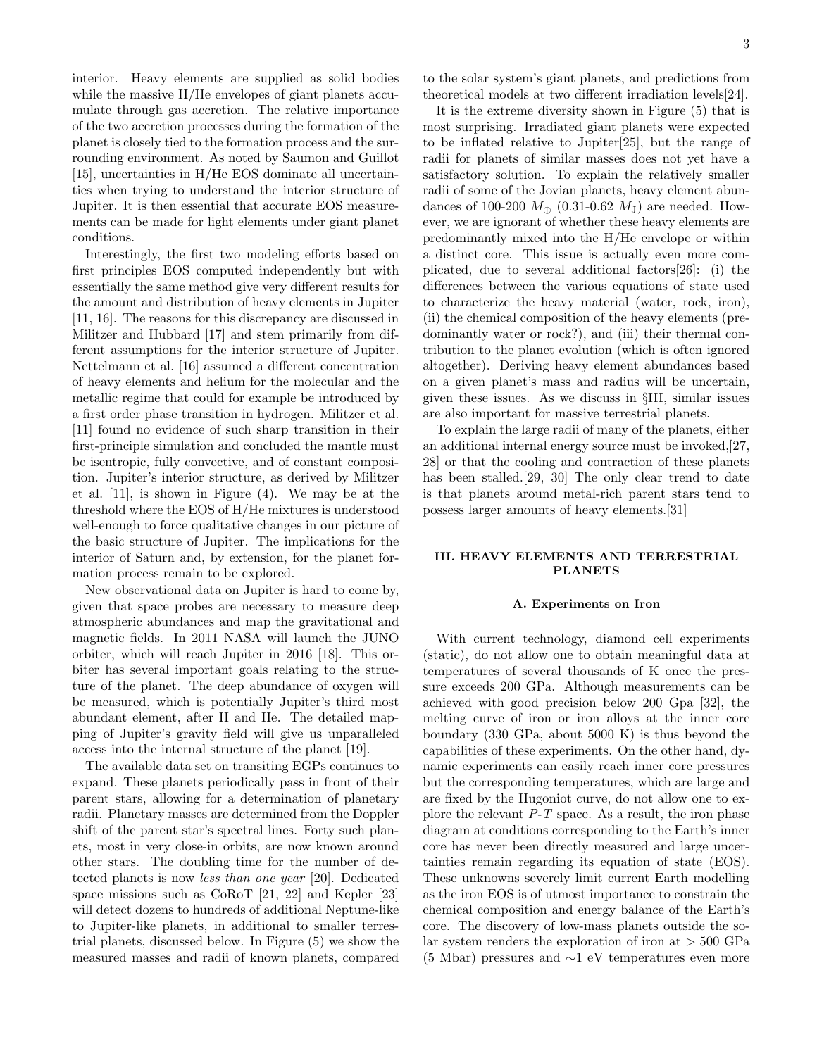interior. Heavy elements are supplied as solid bodies while the massive H/He envelopes of giant planets accumulate through gas accretion. The relative importance of the two accretion processes during the formation of the planet is closely tied to the formation process and the surrounding environment. As noted by Saumon and Guillot [15], uncertainties in H/He EOS dominate all uncertainties when trying to understand the interior structure of Jupiter. It is then essential that accurate EOS measurements can be made for light elements under giant planet conditions.

Interestingly, the first two modeling efforts based on first principles EOS computed independently but with essentially the same method give very different results for the amount and distribution of heavy elements in Jupiter [11, 16]. The reasons for this discrepancy are discussed in Militzer and Hubbard [17] and stem primarily from different assumptions for the interior structure of Jupiter. Nettelmann et al. [16] assumed a different concentration of heavy elements and helium for the molecular and the metallic regime that could for example be introduced by a first order phase transition in hydrogen. Militzer et al. [11] found no evidence of such sharp transition in their first-principle simulation and concluded the mantle must be isentropic, fully convective, and of constant composition. Jupiter's interior structure, as derived by Militzer et al. [11], is shown in Figure (4). We may be at the threshold where the EOS of H/He mixtures is understood well-enough to force qualitative changes in our picture of the basic structure of Jupiter. The implications for the interior of Saturn and, by extension, for the planet formation process remain to be explored.

New observational data on Jupiter is hard to come by, given that space probes are necessary to measure deep atmospheric abundances and map the gravitational and magnetic fields. In 2011 NASA will launch the JUNO orbiter, which will reach Jupiter in 2016 [18]. This orbiter has several important goals relating to the structure of the planet. The deep abundance of oxygen will be measured, which is potentially Jupiter's third most abundant element, after H and He. The detailed mapping of Jupiter's gravity field will give us unparalleled access into the internal structure of the planet [19].

The available data set on transiting EGPs continues to expand. These planets periodically pass in front of their parent stars, allowing for a determination of planetary radii. Planetary masses are determined from the Doppler shift of the parent star's spectral lines. Forty such planets, most in very close-in orbits, are now known around other stars. The doubling time for the number of detected planets is now *less than one year* [20]. Dedicated space missions such as CoRoT [21, 22] and Kepler [23] will detect dozens to hundreds of additional Neptune-like to Jupiter-like planets, in additional to smaller terrestrial planets, discussed below. In Figure (5) we show the measured masses and radii of known planets, compared to the solar system's giant planets, and predictions from theoretical models at two different irradiation levels[24].

It is the extreme diversity shown in Figure (5) that is most surprising. Irradiated giant planets were expected to be inflated relative to Jupiter[25], but the range of radii for planets of similar masses does not yet have a satisfactory solution. To explain the relatively smaller radii of some of the Jovian planets, heavy element abundances of 100-200 $M_\oplus$ (0.31-0.62 $M_\mathrm{J}$) are needed. However, we are ignorant of whether these heavy elements are predominantly mixed into the H/He envelope or within a distinct core. This issue is actually even more complicated, due to several additional factors[26]: (i) the differences between the various equations of state used to characterize the heavy material (water, rock, iron), (ii) the chemical composition of the heavy elements (predominantly water or rock?), and (iii) their thermal contribution to the planet evolution (which is often ignored altogether). Deriving heavy element abundances based on a given planet's mass and radius will be uncertain, given these issues. As we discuss in §III, similar issues are also important for massive terrestrial planets.

To explain the large radii of many of the planets, either an additional internal energy source must be invoked,[27, 28] or that the cooling and contraction of these planets has been stalled.[29, 30] The only clear trend to date is that planets around metal-rich parent stars tend to possess larger amounts of heavy elements.[31]

## III. HEAVY ELEMENTS AND TERRESTRIAL PLANETS

### A. Experiments on Iron

With current technology, diamond cell experiments (static), do not allow one to obtain meaningful data at temperatures of several thousands of K once the pressure exceeds 200 GPa. Although measurements can be achieved with good precision below 200 Gpa [32], the melting curve of iron or iron alloys at the inner core boundary (330 GPa, about 5000 K) is thus beyond the capabilities of these experiments. On the other hand, dynamic experiments can easily reach inner core pressures but the corresponding temperatures, which are large and are fixed by the Hugoniot curve, do not allow one to explore the relevant $P$-$T$ space. As a result, the iron phase diagram at conditions corresponding to the Earth's inner core has never been directly measured and large uncertainties remain regarding its equation of state (EOS). These unknowns severely limit current Earth modelling as the iron EOS is of utmost importance to constrain the chemical composition and energy balance of the Earth's core. The discovery of low-mass planets outside the solar system renders the exploration of iron at $> 500$ GPa (5 Mbar) pressures and $\sim$1 eV temperatures even more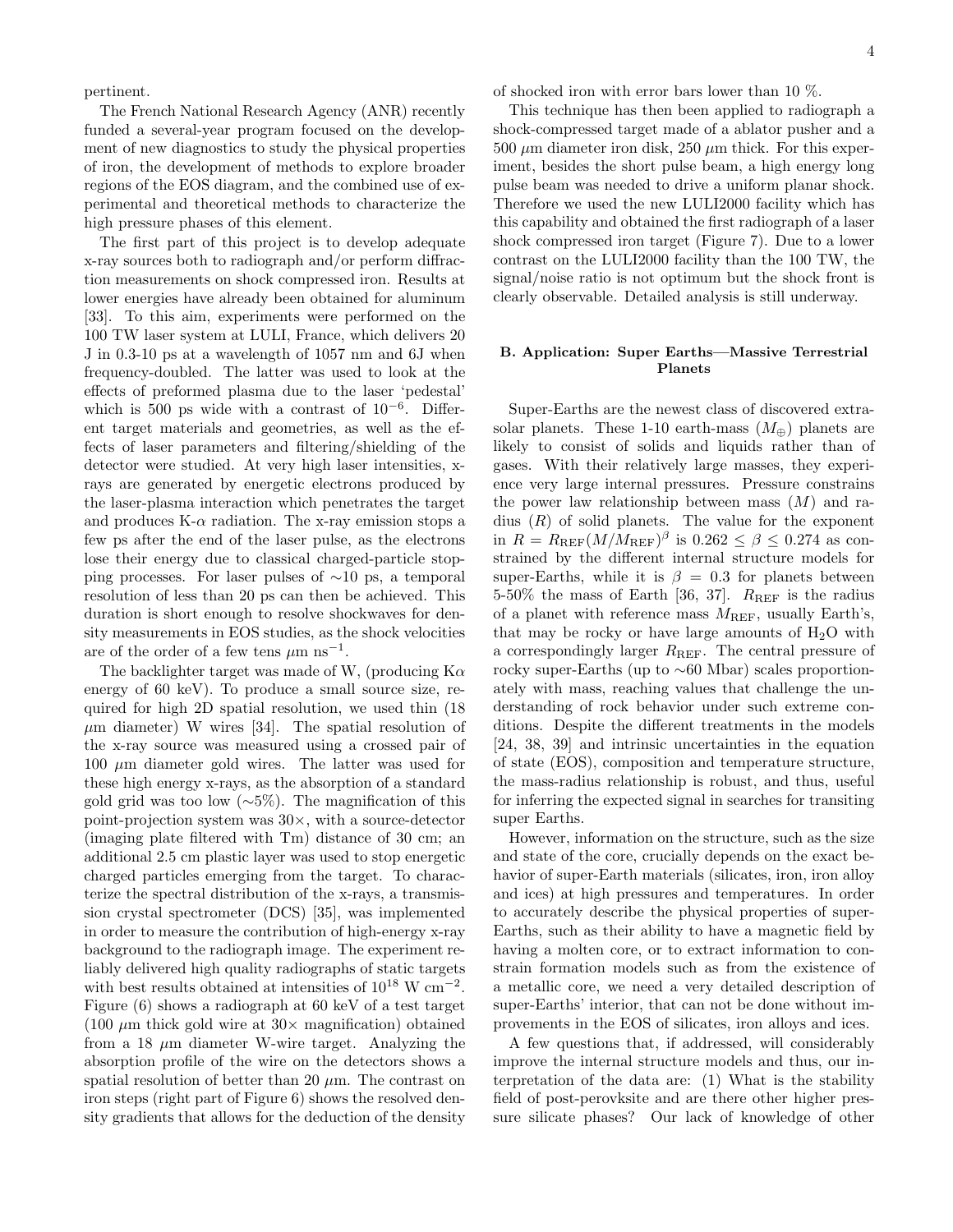pertinent.

The French National Research Agency (ANR) recently funded a several-year program focused on the development of new diagnostics to study the physical properties of iron, the development of methods to explore broader regions of the EOS diagram, and the combined use of experimental and theoretical methods to characterize the high pressure phases of this element.

The first part of this project is to develop adequate x-ray sources both to radiograph and/or perform diffraction measurements on shock compressed iron. Results at lower energies have already been obtained for aluminum [33]. To this aim, experiments were performed on the 100 TW laser system at LULI, France, which delivers 20 J in 0.3-10 ps at a wavelength of 1057 nm and 6J when frequency-doubled. The latter was used to look at the effects of preformed plasma due to the laser 'pedestal' which is 500 ps wide with a contrast of $10^{-6}$. Different target materials and geometries, as well as the effects of laser parameters and filtering/shielding of the detector were studied. At very high laser intensities, x-rays are generated by energetic electrons produced by the laser-plasma interaction which penetrates the target and produces K-$\alpha$ radiation. The x-ray emission stops a few ps after the end of the laser pulse, as the electrons lose their energy due to classical charged-particle stopping processes. For laser pulses of $\sim$10 ps, a temporal resolution of less than 20 ps can then be achieved. This duration is short enough to resolve shockwaves for density measurements in EOS studies, as the shock velocities are of the order of a few tens $\mu$m ns$^{-1}$.

The backlighter target was made of W, (producing K$\alpha$ energy of 60 keV). To produce a small source size, required for high 2D spatial resolution, we used thin (18 $\mu$m diameter) W wires [34]. The spatial resolution of the x-ray source was measured using a crossed pair of 100 $\mu$m diameter gold wires. The latter was used for these high energy x-rays, as the absorption of a standard gold grid was too low ($\sim$5%). The magnification of this point-projection system was 30$\times$, with a source-detector (imaging plate filtered with Tm) distance of 30 cm; an additional 2.5 cm plastic layer was used to stop energetic charged particles emerging from the target. To characterize the spectral distribution of the x-rays, a transmission crystal spectrometer (DCS) [35], was implemented in order to measure the contribution of high-energy x-ray background to the radiograph image. The experiment reliably delivered high quality radiographs of static targets with best results obtained at intensities of $10^{18}$ W cm$^{-2}$. Figure (6) shows a radiograph at 60 keV of a test target (100 $\mu$m thick gold wire at 30$\times$ magnification) obtained from a 18 $\mu$m diameter W-wire target. Analyzing the absorption profile of the wire on the detectors shows a spatial resolution of better than 20 $\mu$m. The contrast on iron steps (right part of Figure 6) shows the resolved density gradients that allows for the deduction of the density of shocked iron with error bars lower than 10 %.

This technique has then been applied to radiograph a shock-compressed target made of a ablator pusher and a 500 $\mu$m diameter iron disk, 250 $\mu$m thick. For this experiment, besides the short pulse beam, a high energy long pulse beam was needed to drive a uniform planar shock. Therefore we used the new LULI2000 facility which has this capability and obtained the first radiograph of a laser shock compressed iron target (Figure 7). Due to a lower contrast on the LULI2000 facility than the 100 TW, the signal/noise ratio is not optimum but the shock front is clearly observable. Detailed analysis is still underway.

### B. Application: Super Earths—Massive Terrestrial Planets

Super-Earths are the newest class of discovered extrasolar planets. These 1-10 earth-mass ($M_{\oplus}$) planets are likely to consist of solids and liquids rather than of gases. With their relatively large masses, they experience very large internal pressures. Pressure constrains the power law relationship between mass ($M$) and radius ($R$) of solid planets. The value for the exponent in $R = R_{\rm REF}(M/M_{\rm REF})^{\beta}$ is $0.262 \leq \beta \leq 0.274$ as constrained by the different internal structure models for super-Earths, while it is $\beta = 0.3$ for planets between 5-50% the mass of Earth [36, 37]. $R_{\rm REF}$ is the radius of a planet with reference mass $M_{\rm REF}$, usually Earth's, that may be rocky or have large amounts of $H_2O$ with a correspondingly larger $R_{\rm REF}$. The central pressure of rocky super-Earths (up to $\sim$60 Mbar) scales proportionately with mass, reaching values that challenge the understanding of rock behavior under such extreme conditions. Despite the different treatments in the models [24, 38, 39] and intrinsic uncertainties in the equation of state (EOS), composition and temperature structure, the mass-radius relationship is robust, and thus, useful for inferring the expected signal in searches for transiting super Earths.

However, information on the structure, such as the size and state of the core, crucially depends on the exact behavior of super-Earth materials (silicates, iron, iron alloy and ices) at high pressures and temperatures. In order to accurately describe the physical properties of super-Earths, such as their ability to have a magnetic field by having a molten core, or to extract information to constrain formation models such as from the existence of a metallic core, we need a very detailed description of super-Earths' interior, that can not be done without improvements in the EOS of silicates, iron alloys and ices.

A few questions that, if addressed, will considerably improve the internal structure models and thus, our interpretation of the data are: (1) What is the stability field of post-perovksite and are there other higher pressure silicate phases? Our lack of knowledge of other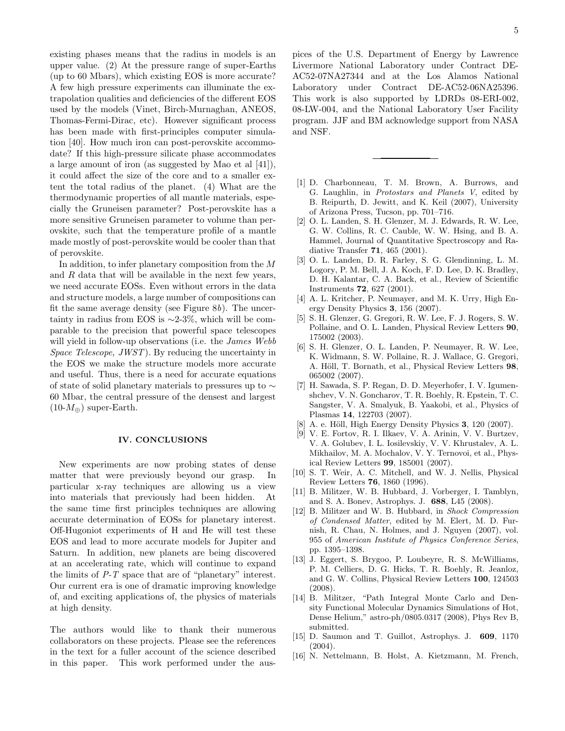existing phases means that the radius in models is an upper value. (2) At the pressure range of super-Earths (up to 60 Mbars), which existing EOS is more accurate? A few high pressure experiments can illuminate the extrapolation qualities and deficiencies of the different EOS used by the models (Vinet, Birch-Murnaghan, ANEOS, Thomas-Fermi-Dirac, etc). However significant process has been made with first-principles computer simulation [40]. How much iron can post-perovskite accommodate? If this high-pressure silicate phase accommodates a large amount of iron (as suggested by Mao et al [41]), it could affect the size of the core and to a smaller extent the total radius of the planet. (4) What are the thermodynamic properties of all mantle materials, especially the Gruneisen parameter? Post-perovskite has a more sensitive Gruneisen parameter to volume than perovskite, such that the temperature profile of a mantle made mostly of post-perovskite would be cooler than that of perovskite.

In addition, to infer planetary composition from the $M$ and $R$ data that will be available in the next few years, we need accurate EOSs. Even without errors in the data and structure models, a large number of compositions can fit the same average density (see Figure 8*b*). The uncertainty in radius from EOS is $\sim$2-3%, which will be comparable to the precision that powerful space telescopes will yield in follow-up observations (i.e. the *James Webb Space Telescope, JWST*). By reducing the uncertainty in the EOS we make the structure models more accurate and useful. Thus, there is a need for accurate equations of state of solid planetary materials to pressures up to $\sim$ 60 Mbar, the central pressure of the densest and largest (10-$M_{\oplus}$) super-Earth.

## IV. CONCLUSIONS

New experiments are now probing states of dense matter that were previously beyond our grasp. In particular x-ray techniques are allowing us a view into materials that previously had been hidden. At the same time first principles techniques are allowing accurate determination of EOSs for planetary interest. Off-Hugoniot experiments of H and He will test these EOS and lead to more accurate models for Jupiter and Saturn. In addition, new planets are being discovered at an accelerating rate, which will continue to expand the limits of $P$-$T$ space that are of "planetary" interest. Our current era is one of dramatic improving knowledge of, and exciting applications of, the physics of materials at high density.

The authors would like to thank their numerous collaborators on these projects. Please see the references in the text for a fuller account of the science described in this paper. This work performed under the auspices of the U.S. Department of Energy by Lawrence Livermore National Laboratory under Contract DE-AC52-07NA27344 and at the Los Alamos National Laboratory under Contract DE-AC52-06NA25396. This work is also supported by LDRDs 08-ERI-002, 08-LW-004, and the National Laboratory User Facility program. JJF and BM acknowledge support from NASA and NSF.

---

[1] D. Charbonneau, T. M. Brown, A. Burrows, and G. Laughlin, in *Protostars and Planets V*, edited by B. Reipurth, D. Jewitt, and K. Keil (2007), University of Arizona Press, Tucson, pp. 701–716.

[2] O. L. Landen, S. H. Glenzer, M. J. Edwards, R. W. Lee, G. W. Collins, R. C. Cauble, W. W. Hsing, and B. A. Hammel, Journal of Quantitative Spectroscopy and Radiative Transfer **71**, 465 (2001).

[3] O. L. Landen, D. R. Farley, S. G. Glendinning, L. M. Logory, P. M. Bell, J. A. Koch, F. D. Lee, D. K. Bradley, D. H. Kalantar, C. A. Back, et al., Review of Scientific Instruments **72**, 627 (2001).

[4] A. L. Kritcher, P. Neumayer, and M. K. Urry, High Energy Density Physics **3**, 156 (2007).

[5] S. H. Glenzer, G. Gregori, R. W. Lee, F. J. Rogers, S. W. Pollaine, and O. L. Landen, Physical Review Letters **90**, 175002 (2003).

[6] S. H. Glenzer, O. L. Landen, P. Neumayer, R. W. Lee, K. Widmann, S. W. Pollaine, R. J. Wallace, G. Gregori, A. Höll, T. Bornath, et al., Physical Review Letters **98**, 065002 (2007).

[7] H. Sawada, S. P. Regan, D. D. Meyerhofer, I. V. Igumenshchev, V. N. Goncharov, T. R. Boehly, R. Epstein, T. C. Sangster, V. A. Smalyuk, B. Yaakobi, et al., Physics of Plasmas **14**, 122703 (2007).

[8] A. e. Höll, High Energy Density Physics **3**, 120 (2007).

[9] V. E. Fortov, R. I. Ilkaev, V. A. Arinin, V. V. Burtzev, V. A. Golubev, I. L. Iosilevskiy, V. V. Khrustalev, A. L. Mikhailov, M. A. Mochalov, V. Y. Ternovoi, et al., Physical Review Letters **99**, 185001 (2007).

[10] S. T. Weir, A. C. Mitchell, and W. J. Nellis, Physical Review Letters **76**, 1860 (1996).

[11] B. Militzer, W. B. Hubbard, J. Vorberger, I. Tamblyn, and S. A. Bonev, Astrophys. J. **688**, L45 (2008).

[12] B. Militzer and W. B. Hubbard, in *Shock Compression of Condensed Matter*, edited by M. Elert, M. D. Furnish, R. Chau, N. Holmes, and J. Nguyen (2007), vol. 955 of *American Institute of Physics Conference Series*, pp. 1395–1398.

[13] J. Eggert, S. Brygoo, P. Loubeyre, R. S. McWilliams, P. M. Celliers, D. G. Hicks, T. R. Boehly, R. Jeanloz, and G. W. Collins, Physical Review Letters **100**, 124503 (2008).

[14] B. Militzer, "Path Integral Monte Carlo and Density Functional Molecular Dynamics Simulations of Hot, Dense Helium," astro-ph/0805.0317 (2008), Phys Rev B, submitted.

[15] D. Saumon and T. Guillot, Astrophys. J. **609**, 1170 (2004).

[16] N. Nettelmann, B. Holst, A. Kietzmann, M. French,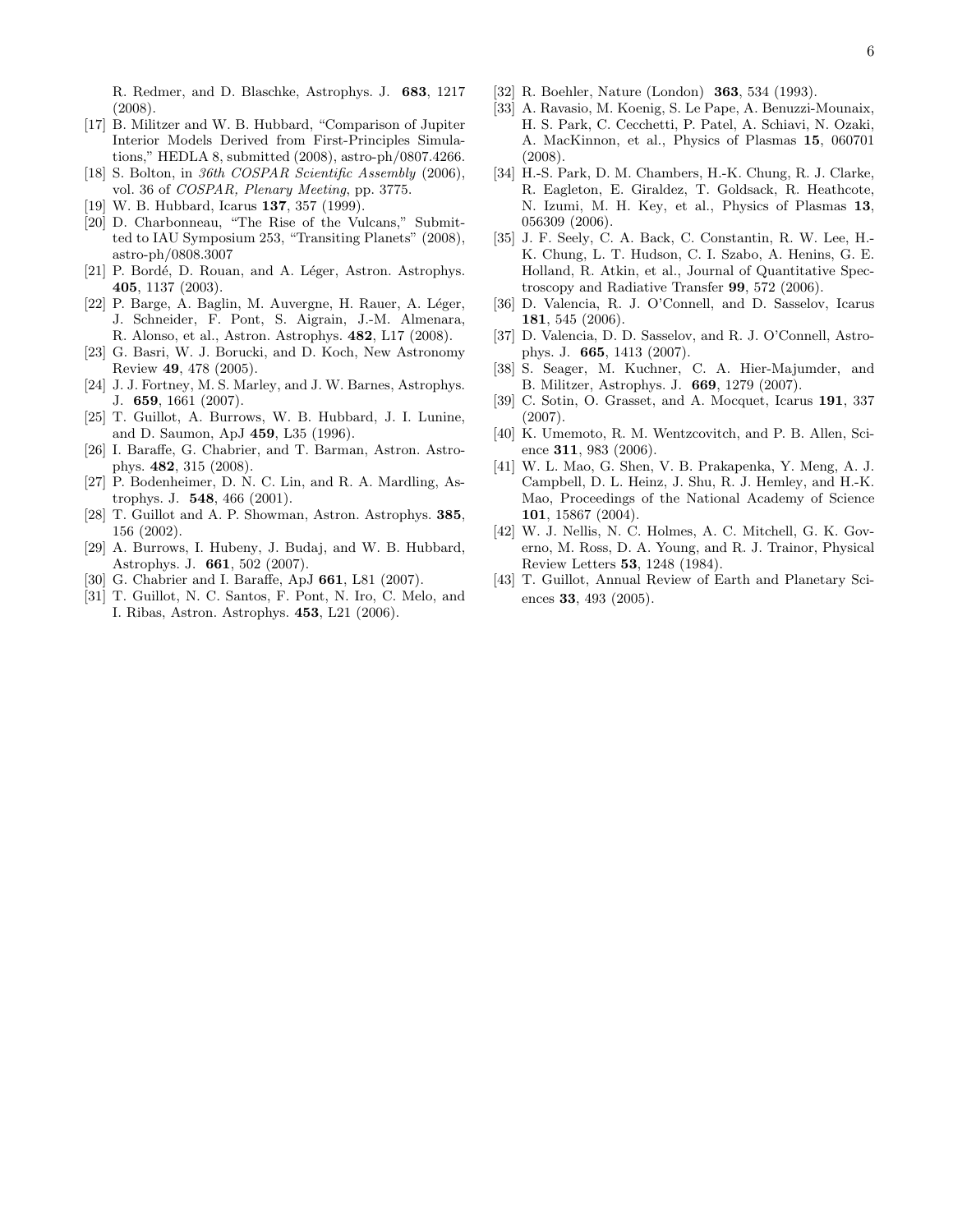R. Redmer, and D. Blaschke, Astrophys. J. **683**, 1217 (2008).

[17] B. Militzer and W. B. Hubbard, "Comparison of Jupiter Interior Models Derived from First-Principles Simulations," HEDLA 8, submitted (2008), astro-ph/0807.4266.

[18] S. Bolton, in *36th COSPAR Scientific Assembly* (2006), vol. 36 of *COSPAR, Plenary Meeting*, pp. 3775.

[19] W. B. Hubbard, Icarus **137**, 357 (1999).

[20] D. Charbonneau, "The Rise of the Vulcans," Submitted to IAU Symposium 253, "Transiting Planets" (2008), astro-ph/0808.3007

[21] P. Bordé, D. Rouan, and A. Léger, Astron. Astrophys. **405**, 1137 (2003).

[22] P. Barge, A. Baglin, M. Auvergne, H. Rauer, A. Léger, J. Schneider, F. Pont, S. Aigrain, J.-M. Almenara, R. Alonso, et al., Astron. Astrophys. **482**, L17 (2008).

[23] G. Basri, W. J. Borucki, and D. Koch, New Astronomy Review **49**, 478 (2005).

[24] J. J. Fortney, M. S. Marley, and J. W. Barnes, Astrophys. J. **659**, 1661 (2007).

[25] T. Guillot, A. Burrows, W. B. Hubbard, J. I. Lunine, and D. Saumon, ApJ **459**, L35 (1996).

[26] I. Baraffe, G. Chabrier, and T. Barman, Astron. Astrophys. **482**, 315 (2008).

[27] P. Bodenheimer, D. N. C. Lin, and R. A. Mardling, Astrophys. J. **548**, 466 (2001).

[28] T. Guillot and A. P. Showman, Astron. Astrophys. **385**, 156 (2002).

[29] A. Burrows, I. Hubeny, J. Budaj, and W. B. Hubbard, Astrophys. J. **661**, 502 (2007).

[30] G. Chabrier and I. Baraffe, ApJ **661**, L81 (2007).

[31] T. Guillot, N. C. Santos, F. Pont, N. Iro, C. Melo, and I. Ribas, Astron. Astrophys. **453**, L21 (2006).

[32] R. Boehler, Nature (London) **363**, 534 (1993).

[33] A. Ravasio, M. Koenig, S. Le Pape, A. Benuzzi-Mounaix, H. S. Park, C. Cecchetti, P. Patel, A. Schiavi, N. Ozaki, A. MacKinnon, et al., Physics of Plasmas **15**, 060701 (2008).

[34] H.-S. Park, D. M. Chambers, H.-K. Chung, R. J. Clarke, R. Eagleton, E. Giraldez, T. Goldsack, R. Heathcote, N. Izumi, M. H. Key, et al., Physics of Plasmas **13**, 056309 (2006).

[35] J. F. Seely, C. A. Back, C. Constantin, R. W. Lee, H.-K. Chung, L. T. Hudson, C. I. Szabo, A. Henins, G. E. Holland, R. Atkin, et al., Journal of Quantitative Spectroscopy and Radiative Transfer **99**, 572 (2006).

[36] D. Valencia, R. J. O'Connell, and D. Sasselov, Icarus **181**, 545 (2006).

[37] D. Valencia, D. D. Sasselov, and R. J. O'Connell, Astrophys. J. **665**, 1413 (2007).

[38] S. Seager, M. Kuchner, C. A. Hier-Majumder, and B. Militzer, Astrophys. J. **669**, 1279 (2007).

[39] C. Sotin, O. Grasset, and A. Mocquet, Icarus **191**, 337 (2007).

[40] K. Umemoto, R. M. Wentzcovitch, and P. B. Allen, Science **311**, 983 (2006).

[41] W. L. Mao, G. Shen, V. B. Prakapenka, Y. Meng, A. J. Campbell, D. L. Heinz, J. Shu, R. J. Hemley, and H.-K. Mao, Proceedings of the National Academy of Science **101**, 15867 (2004).

[42] W. J. Nellis, N. C. Holmes, A. C. Mitchell, G. K. Governo, M. Ross, D. A. Young, and R. J. Trainor, Physical Review Letters **53**, 1248 (1984).

[43] T. Guillot, Annual Review of Earth and Planetary Sciences **33**, 493 (2005).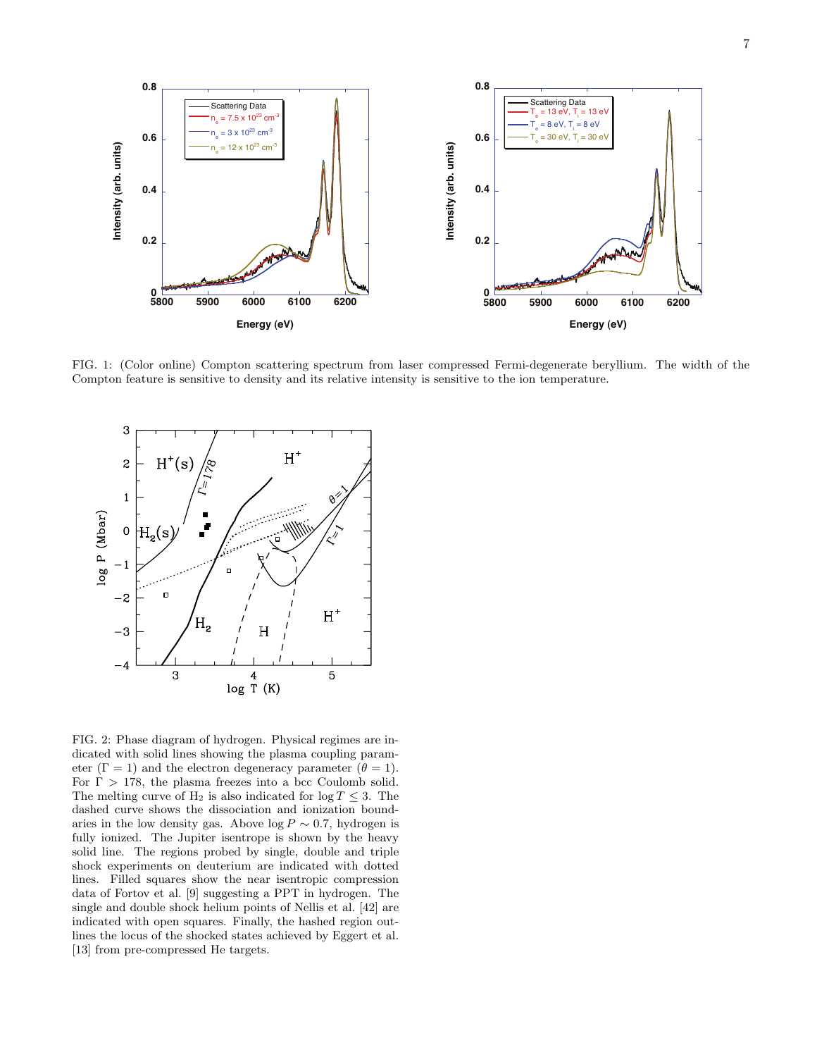FIG. 1: (Color online) Compton scattering spectrum from laser compressed Fermi-degenerate beryllium. The width of the Compton feature is sensitive to density and its relative intensity is sensitive to the ion temperature.

FIG. 2: Phase diagram of hydrogen. Physical regimes are indicated with solid lines showing the plasma coupling parameter ($\Gamma = 1$) and the electron degeneracy parameter ($\theta = 1$). For $\Gamma > 178$, the plasma freezes into a bcc Coulomb solid. The melting curve of $H_2$ is also indicated for $\log T \leq 3$. The dashed curve shows the dissociation and ionization boundaries in the low density gas. Above $\log P \sim 0.7$, hydrogen is fully ionized. The Jupiter isentrope is shown by the heavy solid line. The regions probed by single, double and triple shock experiments on deuterium are indicated with dotted lines. Filled squares show the near isentropic compression data of Fortov et al. [9] suggesting a PPT in hydrogen. The single and double shock helium points of Nellis et al. [42] are indicated with open squares. Finally, the hashed region outlines the locus of the shocked states achieved by Eggert et al. [13] from pre-compressed He targets.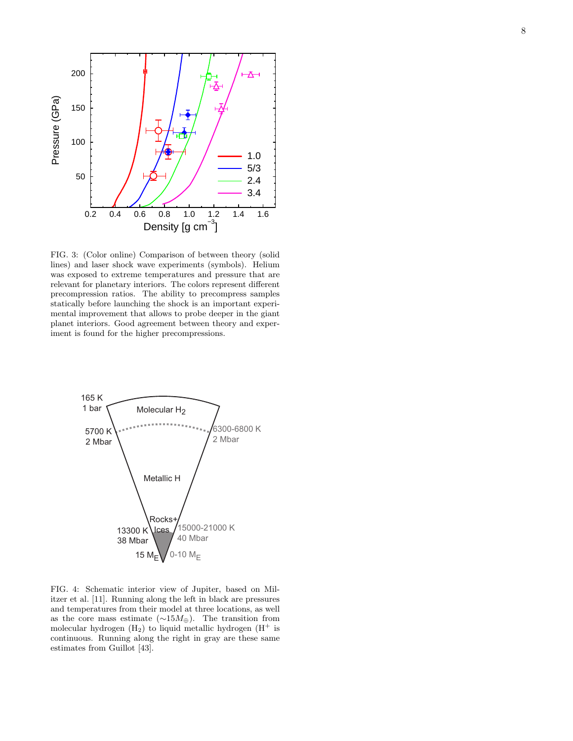FIG. 3: (Color online) Comparison of between theory (solid lines) and laser shock wave experiments (symbols). Helium was exposed to extreme temperatures and pressure that are relevant for planetary interiors. The colors represent different precompression ratios. The ability to precompress samples statically before launching the shock is an important experimental improvement that allows to probe deeper in the giant planet interiors. Good agreement between theory and experiment is found for the higher precompressions.

FIG. 4: Schematic interior view of Jupiter, based on Militzer et al. [11]. Running along the left in black are pressures and temperatures from their model at three locations, as well as the core mass estimate ($\sim 15 M_{\oplus}$). The transition from molecular hydrogen ($H_2$) to liquid metallic hydrogen ($H^+$ is continuous. Running along the right in gray are these same estimates from Guillot [43].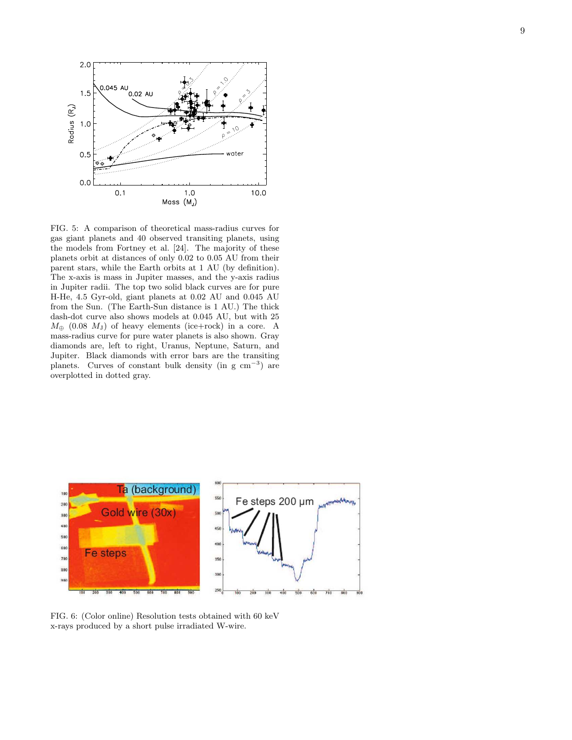FIG. 5: A comparison of theoretical mass-radius curves for gas giant planets and 40 observed transiting planets, using the models from Fortney et al. [24]. The majority of these planets orbit at distances of only 0.02 to 0.05 AU from their parent stars, while the Earth orbits at 1 AU (by definition). The x-axis is mass in Jupiter masses, and the y-axis radius in Jupiter radii. The top two solid black curves are for pure H-He, 4.5 Gyr-old, giant planets at 0.02 AU and 0.045 AU from the Sun. (The Earth-Sun distance is 1 AU.) The thick dash-dot curve also shows models at 0.045 AU, but with 25 $M_{\oplus}$ (0.08 $M_{\mathrm{J}}$) of heavy elements (ice+rock) in a core. A mass-radius curve for pure water planets is also shown. Gray diamonds are, left to right, Uranus, Neptune, Saturn, and Jupiter. Black diamonds with error bars are the transiting planets. Curves of constant bulk density (in g cm$^{-3}$) are overplotted in dotted gray.

FIG. 6: (Color online) Resolution tests obtained with 60 keV x-rays produced by a short pulse irradiated W-wire.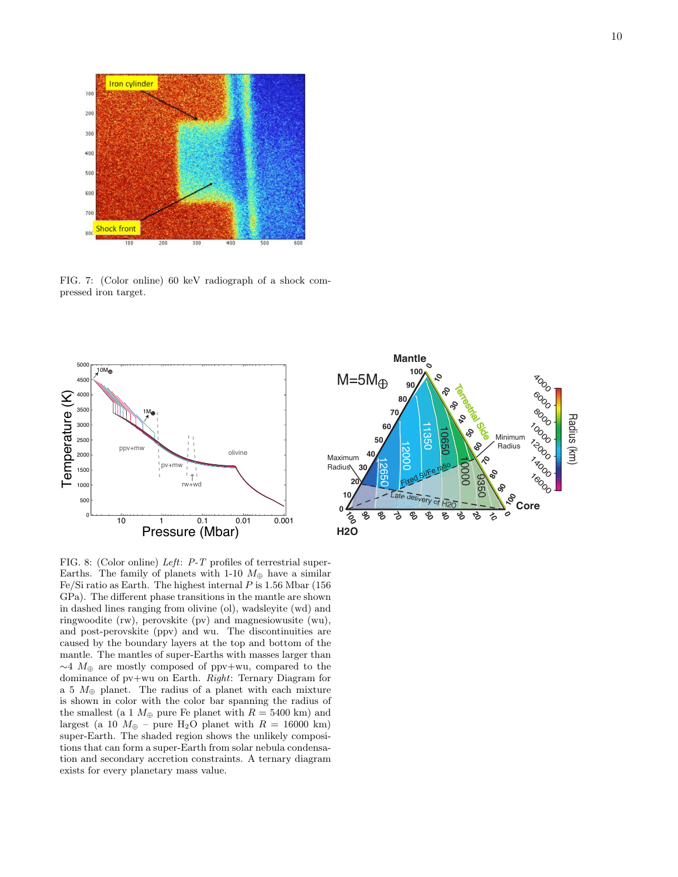Iron cylinder

Shock front

100
200
300
400
500
600
700
800

100 200 300 400 500 600

FIG. 7: (Color online) 60 keV radiograph of a shock compressed iron target.

Temperature (K)

Pressure (Mbar)

10M⊕

1M⊕

ppv+mw

pv+mw

rw+wd

olivine

M=5M⊕

Mantle

Terrestrial Side

Minimum Radius

Maximum Radius

Fixed Si/Fe ratio

Late delivery of H2O

Core

H2O

12650 12000 11350 10650 10000 9350

Radius (km)

FIG. 8: (Color online) *Left*: *P*-*T* profiles of terrestrial super-Earths. The family of planets with 1-10 $M_{\oplus}$ have a similar Fe/Si ratio as Earth. The highest internal $P$ is 1.56 Mbar (156 GPa). The different phase transitions in the mantle are shown in dashed lines ranging from olivine (ol), wadsleyite (wd) and ringwoodite (rw), perovskite (pv) and magnesiowusite (wu), and post-perovskite (ppv) and wu. The discontinuities are caused by the boundary layers at the top and bottom of the mantle. The mantles of super-Earths with masses larger than $\sim$4 $M_{\oplus}$ are mostly composed of ppv+wu, compared to the dominance of pv+wu on Earth. *Right*: Ternary Diagram for a 5 $M_{\oplus}$ planet. The radius of a planet with each mixture is shown in color with the color bar spanning the radius of the smallest (a 1 $M_{\oplus}$ pure Fe planet with $R$ = 5400 km) and largest (a 10 $M_{\oplus}$ – pure $H_2O$ planet with $R$ = 16000 km) super-Earth. The shaded region shows the unlikely compositions that can form a super-Earth from solar nebula condensation and secondary accretion constraints. A ternary diagram exists for every planetary mass value.